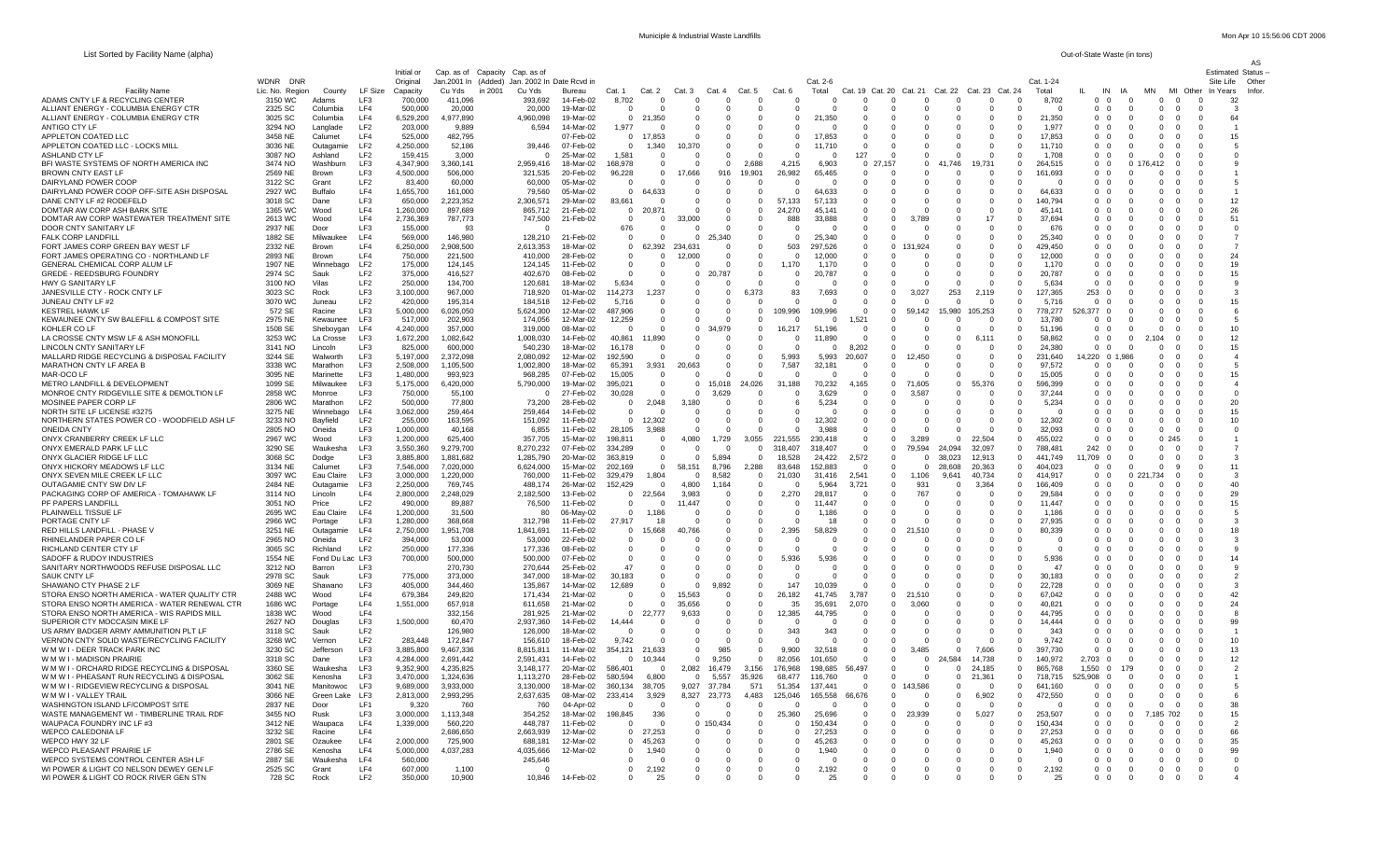List Sorted by Facility Name (alpha)

Municipal & Industrial Waste Landfills

Mon Apr 10 15:56:06 CDT 2006

Out-of-State Waste (in tons)

| Facility Name | WDNR Lic. No. | DNR Region | County | LF Size | Initial or Original Capacity | Cap. as of Jan.2001 In Cu Yds | Capacity (Added) in 2001 | Cap. as of Jan. 2002 In Cu Yds | Date Rcvd in Bureau | Cat. 1 | Cat. 2 | Cat. 3 | Cat. 4 | Cat. 5 | Cat. 6 | Cat. 2-6 Total | Cat. 19 | Cat. 20 | Cat. 21 | Cat. 22 | Cat. 23 | Cat. 24 | Cat. 1-24 Total | IL | IN | IA | MN | MI | Other | Estimated Site Life In Years | AS Status -- Other Infor. |
|---|---|---|---|---|---|---|---|---|---|---|---|---|---|---|---|---|---|---|---|---|---|---|---|---|---|---|---|---|---|---|---|
| ADAMS CNTY LF & RECYCLING CENTER | 3150 | WC | Adams | LF3 | 700,000 | 411,096 | | 393,692 | 14-Feb-02 | 8,702 | 0 | 0 | 0 | 0 | 0 | 0 | 0 | 0 | 0 | 0 | 0 | 0 | 8,702 | 0 | 0 | 0 | 0 | 0 | 0 | 32 | |
| ALLIANT ENERGY - COLUMBIA ENERGY CTR | 2325 | SC | Columbia | LF4 | 500,000 | 20,000 | | 20,000 | 19-Mar-02 | 0 | 0 | 0 | 0 | 0 | 0 | 0 | 0 | 0 | 0 | 0 | 0 | 0 | 0 | 0 | 0 | 0 | 0 | 0 | 0 | 3 | |
| ALLIANT ENERGY - COLUMBIA ENERGY CTR | 3025 | SC | Columbia | LF4 | 6,529,200 | 4,977,890 | | 4,960,098 | 19-Mar-02 | 0 | 21,350 | 0 | 0 | 0 | 0 | 21,350 | 0 | 0 | 0 | 0 | 0 | 0 | 21,350 | 0 | 0 | 0 | 0 | 0 | 0 | 64 | |
| ANTIGO CTY LF | 3294 | NO | Langlade | LF2 | 203,000 | 9,889 | | 6,594 | 14-Mar-02 | 1,977 | 0 | 0 | 0 | 0 | 0 | 0 | 0 | 0 | 0 | 0 | 0 | 0 | 1,977 | 0 | 0 | 0 | 0 | 0 | 0 | 1 | |
| APPLETON COATED LLC | 3458 | NE | Calumet | LF4 | 525,000 | 482,795 | | | 07-Feb-02 | 0 | 17,853 | 0 | 0 | 0 | 0 | 17,853 | 0 | 0 | 0 | 0 | 0 | 0 | 17,853 | 0 | 0 | 0 | 0 | 0 | 0 | 15 | |
| APPLETON COATED LLC - LOCKS MILL | 3036 | NE | Outagamie | LF2 | 4,250,000 | 52,186 | | 39,446 | 07-Feb-02 | 0 | 1,340 | 10,370 | 0 | 0 | 0 | 11,710 | 0 | 0 | 0 | 0 | 0 | 0 | 11,710 | 0 | 0 | 0 | 0 | 0 | 0 | 5 | |
| ASHLAND CTY LF | 3087 | NO | Ashland | LF2 | 159,415 | 3,000 | | 0 | 25-Mar-02 | 1,581 | 0 | 0 | 0 | 0 | 0 | 0 | 127 | 0 | 0 | 0 | 0 | 0 | 1,708 | 0 | 0 | 0 | 0 | 0 | 0 | 0 | |
| BFI WASTE SYSTEMS OF NORTH AMERICA INC | 3474 | NO | Washburn | LF3 | 4,347,900 | 3,360,141 | | 2,959,416 | 18-Mar-02 | 168,978 | 0 | 0 | 0 | 2,688 | 4,215 | 6,903 | 0 | 27,157 | 0 | 41,746 | 19,731 | 0 | 264,515 | 0 | 0 | 0 | 176,412 | 0 | 0 | 9 | |
| BROWN CNTY EAST LF | 2569 | NE | Brown | LF3 | 4,500,000 | 506,000 | | 321,535 | 20-Feb-02 | 96,228 | 0 | 17,666 | 916 | 19,901 | 26,982 | 65,465 | 0 | 0 | 0 | 0 | 0 | 0 | 161,693 | 0 | 0 | 0 | 0 | 0 | 0 | 1 | |
| DAIRYLAND POWER COOP | 3122 | SC | Grant | LF2 | 83,400 | 60,000 | | 60,000 | 05-Mar-02 | 0 | 0 | 0 | 0 | 0 | 0 | 0 | 0 | 0 | 0 | 0 | 0 | 0 | 0 | 0 | 0 | 0 | 0 | 0 | 0 | 5 | |
| DAIRYLAND POWER COOP OFF-SITE ASH DISPOSAL | 2927 | WC | Buffalo | LF4 | 1,655,700 | 161,000 | | 79,560 | 05-Mar-02 | 0 | 64,633 | 0 | 0 | 0 | 0 | 64,633 | 0 | 0 | 0 | 0 | 0 | 0 | 64,633 | 0 | 0 | 0 | 0 | 0 | 0 | 1 | |
| DANE CNTY LF #2 RODEFELD | 3018 | SC | Dane | LF3 | 650,000 | 2,223,352 | | 2,306,571 | 29-Mar-02 | 83,661 | 0 | 0 | 0 | 0 | 57,133 | 57,133 | 0 | 0 | 0 | 0 | 0 | 0 | 140,794 | 0 | 0 | 0 | 0 | 0 | 0 | 12 | |
| DOMTAR AW CORP ASH BARK SITE | 1365 | WC | Wood | LF4 | 1,260,000 | 897,689 | | 865,712 | 21-Feb-02 | 0 | 20,871 | 0 | 0 | 0 | 24,270 | 45,141 | 0 | 0 | 0 | 0 | 0 | 0 | 45,141 | 0 | 0 | 0 | 0 | 0 | 0 | 26 | |
| DOMTAR AW CORP WASTEWATER TREATMENT SITE | 2613 | WC | Wood | LF4 | 2,736,369 | 787,773 | | 747,500 | 21-Feb-02 | 0 | 0 | 33,000 | 0 | 0 | 888 | 33,888 | 0 | 0 | 3,789 | 0 | 17 | 0 | 37,694 | 0 | 0 | 0 | 0 | 0 | 0 | 51 | |
| DOOR CNTY SANITARY LF | 2937 | NE | Door | LF3 | 155,000 | 93 | | 0 | | 676 | 0 | 0 | 0 | 0 | 0 | 0 | 0 | 0 | 0 | 0 | 0 | 0 | 676 | 0 | 0 | 0 | 0 | 0 | 0 | 0 | |
| FALK CORP LANDFILL | 1882 | SE | Milwaukee | LF4 | 569,000 | 146,980 | | 128,210 | 21-Feb-02 | 0 | 0 | 0 | 25,340 | 0 | 0 | 25,340 | 0 | 0 | 0 | 0 | 0 | 0 | 25,340 | 0 | 0 | 0 | 0 | 0 | 0 | 7 | |
| FORT JAMES CORP GREEN BAY WEST LF | 2332 | NE | Brown | LF4 | 6,250,000 | 2,908,500 | | 2,613,353 | 18-Mar-02 | 0 | 62,392 | 234,631 | 0 | 0 | 503 | 297,526 | 0 | 0 | 131,924 | 0 | 0 | 0 | 429,450 | 0 | 0 | 0 | 0 | 0 | 0 | 7 | |
| FORT JAMES OPERATING CO - NORTHLAND LF | 2893 | NE | Brown | LF4 | 750,000 | 221,500 | | 410,000 | 28-Feb-02 | 0 | 0 | 12,000 | 0 | 0 | 0 | 12,000 | 0 | 0 | 0 | 0 | 0 | 0 | 12,000 | 0 | 0 | 0 | 0 | 0 | 0 | 24 | |
| GENERAL CHEMICAL CORP ALUM LF | 1907 | NE | Winnebago | LF2 | 175,000 | 124,145 | | 124,145 | 11-Feb-02 | 0 | 0 | 0 | 0 | 0 | 1,170 | 1,170 | 0 | 0 | 0 | 0 | 0 | 0 | 1,170 | 0 | 0 | 0 | 0 | 0 | 0 | 19 | |
| GREDE - REEDSBURG FOUNDRY | 2974 | SC | Sauk | LF2 | 375,000 | 416,527 | | 402,670 | 08-Feb-02 | 0 | 0 | 0 | 20,787 | 0 | 0 | 20,787 | 0 | 0 | 0 | 0 | 0 | 0 | 20,787 | 0 | 0 | 0 | 0 | 0 | 0 | 15 | |
| HWY G SANITARY LF | 3100 | NO | Vilas | LF2 | 250,000 | 134,700 | | 120,681 | 18-Mar-02 | 5,634 | 0 | 0 | 0 | 0 | 0 | 0 | 0 | 0 | 0 | 0 | 0 | 0 | 5,634 | 0 | 0 | 0 | 0 | 0 | 0 | 9 | |
| JANESVILLE CTY - ROCK CNTY LF | 3023 | SC | Rock | LF3 | 3,100,000 | 967,000 | | 718,920 | 01-Mar-02 | 114,273 | 1,237 | 0 | 0 | 6,373 | 83 | 7,693 | 0 | 0 | 3,027 | 253 | 2,119 | 0 | 127,365 | 253 | 0 | 0 | 0 | 0 | 0 | 3 | |
| JUNEAU CNTY LF #2 | 3070 | WC | Juneau | LF2 | 420,000 | 195,314 | | 184,518 | 12-Feb-02 | 5,716 | 0 | 0 | 0 | 0 | 0 | 0 | 0 | 0 | 0 | 0 | 0 | 0 | 5,716 | 0 | 0 | 0 | 0 | 0 | 0 | 15 | |
| KESTREL HAWK LF | 572 | SE | Racine | LF3 | 5,000,000 | 6,026,050 | | 5,624,300 | 12-Mar-02 | 487,906 | 0 | 0 | 0 | 0 | 109,996 | 109,996 | 0 | 0 | 59,142 | 15,980 | 105,253 | 0 | 778,277 | 526,377 | 0 | 0 | 0 | 0 | 0 | 6 | |
| KEWAUNEE CNTY SW BALEFILL & COMPOST SITE | 2975 | NE | Kewaunee | LF3 | 517,000 | 202,903 | | 174,056 | 12-Mar-02 | 12,259 | 0 | 0 | 0 | 0 | 0 | 0 | 1,521 | 0 | 0 | 0 | 0 | 0 | 13,780 | 0 | 0 | 0 | 0 | 0 | 0 | 5 | |
| KOHLER CO LF | 1508 | SE | Sheboygan | LF4 | 4,240,000 | 357,000 | | 319,000 | 08-Mar-02 | 0 | 0 | 0 | 34,979 | 0 | 16,217 | 51,196 | 0 | 0 | 0 | 0 | 0 | 0 | 51,196 | 0 | 0 | 0 | 0 | 0 | 0 | 10 | |
| LA CROSSE CNTY MSW LF & ASH MONOFILL | 3253 | WC | La Crosse | LF3 | 1,672,200 | 1,082,642 | | 1,008,030 | 14-Feb-02 | 40,861 | 11,890 | 0 | 0 | 0 | 0 | 11,890 | 0 | 0 | 0 | 0 | 6,111 | 0 | 58,862 | 0 | 0 | 0 | 2,104 | 0 | 0 | 12 | |
| LINCOLN CNTY SANITARY LF | 3141 | NO | Lincoln | LF3 | 825,000 | 600,000 | | 540,230 | 18-Mar-02 | 16,178 | 0 | 0 | 0 | 0 | 0 | 0 | 8,202 | 0 | 0 | 0 | 0 | 0 | 24,380 | 0 | 0 | 0 | 0 | 0 | 0 | 15 | |
| MALLARD RIDGE RECYCLING & DISPOSAL FACILITY | 3244 | SE | Walworth | LF3 | 5,197,000 | 2,372,098 | | 2,080,092 | 12-Mar-02 | 192,590 | 0 | 0 | 0 | 0 | 5,993 | 5,993 | 20,607 | 0 | 12,450 | 0 | 0 | 0 | 231,640 | 14,220 | 0 | 1,986 | 0 | 0 | 0 | 4 | |
| MARATHON CNTY LF AREA B | 3338 | WC | Marathon | LF3 | 2,508,000 | 1,105,500 | | 1,002,800 | 18-Mar-02 | 65,391 | 3,931 | 20,663 | 0 | 0 | 7,587 | 32,181 | 0 | 0 | 0 | 0 | 0 | 0 | 97,572 | 0 | 0 | 0 | 0 | 0 | 0 | 5 | |
| MAR-OCO LF | 3095 | NE | Marinette | LF3 | 1,480,000 | 993,923 | | 968,285 | 07-Feb-02 | 15,005 | 0 | 0 | 0 | 0 | 0 | 0 | 0 | 0 | 0 | 0 | 0 | 0 | 15,005 | 0 | 0 | 0 | 0 | 0 | 0 | 15 | |
| METRO LANDFILL & DEVELOPMENT | 1099 | SE | Milwaukee | LF3 | 5,175,000 | 6,420,000 | | 5,790,000 | 19-Mar-02 | 395,021 | 0 | 0 | 15,018 | 24,026 | 31,188 | 70,232 | 4,165 | 0 | 71,605 | 0 | 55,376 | 0 | 596,399 | 0 | 0 | 0 | 0 | 0 | 0 | 4 | |
| MONROE CNTY RIDGEVILLE SITE & DEMOLTION LF | 2858 | WC | Monroe | LF3 | 750,000 | 55,100 | | 0 | 27-Feb-02 | 30,028 | 0 | 0 | 3,629 | 0 | 0 | 3,629 | 0 | 0 | 3,587 | 0 | 0 | 0 | 37,244 | 0 | 0 | 0 | 0 | 0 | 0 | 0 | |
| MOSINEE PAPER CORP LF | 2806 | WC | Marathon | LF2 | 500,000 | 77,800 | | 73,200 | 28-Feb-02 | 0 | 2,048 | 3,180 | 0 | 0 | 6 | 5,234 | 0 | 0 | 0 | 0 | 0 | 0 | 5,234 | 0 | 0 | 0 | 0 | 0 | 0 | 20 | |
| NORTH SITE LF LICENSE #3275 | 3275 | NE | Winnebago | LF4 | 3,062,000 | 259,464 | | 259,464 | 14-Feb-02 | 0 | 0 | 0 | 0 | 0 | 0 | 0 | 0 | 0 | 0 | 0 | 0 | 0 | 0 | 0 | 0 | 0 | 0 | 0 | 0 | 15 | |
| NORTHERN STATES POWER CO - WOODFIELD ASH LF | 3233 | NO | Bayfield | LF2 | 255,000 | 163,595 | | 151,092 | 11-Feb-02 | 0 | 12,302 | 0 | 0 | 0 | 0 | 12,302 | 0 | 0 | 0 | 0 | 0 | 0 | 12,302 | 0 | 0 | 0 | 0 | 0 | 0 | 10 | |
| ONEIDA CNTY | 2805 | NO | Oneida | LF3 | 1,000,000 | 40,168 | | 6,855 | 11-Feb-02 | 28,105 | 3,988 | 0 | 0 | 0 | 0 | 3,988 | 0 | 0 | 0 | 0 | 0 | 0 | 32,093 | 0 | 0 | 0 | 0 | 0 | 0 | 0 | |
| ONYX CRANBERRY CREEK LF LLC | 2967 | WC | Wood | LF3 | 1,200,000 | 625,400 | | 357,705 | 15-Mar-02 | 198,811 | 0 | 4,080 | 1,729 | 3,055 | 221,555 | 230,418 | 0 | 0 | 3,289 | 0 | 22,504 | 0 | 455,022 | 0 | 0 | 0 | 0 | 245 | 0 | 1 | |
| ONYX EMERALD PARK LF LLC | 3290 | SE | Waukesha | LF3 | 3,550,360 | 9,279,700 | | 8,270,232 | 07-Feb-02 | 334,289 | 0 | 0 | 0 | 0 | 318,407 | 318,407 | 0 | 0 | 79,594 | 24,094 | 32,097 | 0 | 788,481 | 242 | 0 | 0 | 0 | 0 | 0 | 7 | |
| ONYX GLACIER RIDGE LF LLC | 3068 | SC | Dodge | LF3 | 3,885,800 | 1,881,682 | | 1,285,790 | 20-Mar-02 | 363,819 | 0 | 0 | 5,894 | 0 | 18,528 | 24,422 | 2,572 | 0 | 0 | 38,023 | 12,913 | 0 | 441,749 | 11,709 | 0 | 0 | 0 | 0 | 0 | 3 | |
| ONYX HICKORY MEADOWS LF LLC | 3134 | NE | Calumet | LF3 | 7,546,000 | 7,020,000 | | 6,624,000 | 15-Mar-02 | 202,169 | 0 | 58,151 | 8,796 | 2,288 | 83,648 | 152,883 | 0 | 0 | 0 | 28,608 | 20,363 | 0 | 404,023 | 0 | 0 | 0 | 0 | 9 | 0 | 11 | |
| ONYX SEVEN MILE CREEK LF LLC | 3097 | WC | Eau Claire | LF3 | 3,000,000 | 1,220,000 | | 760,000 | 11-Feb-02 | 329,479 | 1,804 | 0 | 8,582 | 0 | 21,030 | 31,416 | 2,541 | 0 | 1,106 | 9,641 | 40,734 | 0 | 414,917 | 0 | 0 | 0 | 221,734 | 0 | 0 | 3 | |
| OUTAGAMIE CNTY SW DIV LF | 2484 | NE | Outagamie | LF3 | 2,250,000 | 769,745 | | 488,174 | 26-Mar-02 | 152,429 | 0 | 4,800 | 1,164 | 0 | 0 | 5,964 | 3,721 | 0 | 931 | 0 | 3,364 | 0 | 166,409 | 0 | 0 | 0 | 0 | 0 | 0 | 40 | |
| PACKAGING CORP OF AMERICA - TOMAHAWK LF | 3114 | NO | Lincoln | LF4 | 2,800,000 | 2,248,029 | | 2,182,500 | 13-Feb-02 | 0 | 22,564 | 3,983 | 0 | 0 | 2,270 | 28,817 | 0 | 0 | 767 | 0 | 0 | 0 | 29,584 | 0 | 0 | 0 | 0 | 0 | 0 | 29 | |
| PF PAPERS LANDFILL | 3051 | NO | Price | LF2 | 490,000 | 89,887 | | 76,500 | 11-Feb-02 | 0 | 0 | 11,447 | 0 | 0 | 0 | 11,447 | 0 | 0 | 0 | 0 | 0 | 0 | 11,447 | 0 | 0 | 0 | 0 | 0 | 0 | 15 | |
| PLAINWELL TISSUE LF | 2695 | WC | Eau Claire | LF4 | 1,200,000 | 31,500 | | 80 | 06-May-02 | 0 | 1,186 | 0 | 0 | 0 | 0 | 1,186 | 0 | 0 | 0 | 0 | 0 | 0 | 1,186 | 0 | 0 | 0 | 0 | 0 | 0 | 5 | |
| PORTAGE CNTY LF | 2966 | WC | Portage | LF3 | 1,280,000 | 368,668 | | 312,798 | 11-Feb-02 | 27,917 | 18 | 0 | 0 | 0 | 0 | 18 | 0 | 0 | 0 | 0 | 0 | 0 | 27,935 | 0 | 0 | 0 | 0 | 0 | 0 | 3 | |
| RED HILLS LANDFILL - PHASE V | 3251 | NE | Outagamie | LF4 | 2,750,000 | 1,951,708 | | 1,841,691 | 11-Feb-02 | 0 | 15,668 | 40,766 | 0 | 0 | 2,395 | 58,829 | 0 | 0 | 21,510 | 0 | 0 | 0 | 80,339 | 0 | 0 | 0 | 0 | 0 | 0 | 18 | |
| RHINELANDER PAPER CO LF | 2965 | NO | Oneida | LF2 | 394,000 | 53,000 | | 53,000 | 22-Feb-02 | 0 | 0 | 0 | 0 | 0 | 0 | 0 | 0 | 0 | 0 | 0 | 0 | 0 | 0 | 0 | 0 | 0 | 0 | 0 | 0 | 3 | |
| RICHLAND CENTER CTY LF | 3065 | SC | Richland | LF2 | 250,000 | 177,336 | | 177,336 | 08-Feb-02 | 0 | 0 | 0 | 0 | 0 | 0 | 0 | 0 | 0 | 0 | 0 | 0 | 0 | 0 | 0 | 0 | 0 | 0 | 0 | 0 | 9 | |
| SADOFF & RUDOY INDUSTRIES | 1554 | NE | Fond Du Lac | LF3 | 700,000 | 500,000 | | 500,000 | 07-Feb-02 | 0 | 0 | 0 | 0 | 0 | 5,936 | 5,936 | 0 | 0 | 0 | 0 | 0 | 0 | 5,936 | 0 | 0 | 0 | 0 | 0 | 0 | 14 | |
| SANITARY NORTHWOODS REFUSE DISPOSAL LLC | 3212 | NO | Barron | LF3 | | 270,730 | | 270,644 | 25-Feb-02 | 47 | 0 | 0 | 0 | 0 | 0 | 0 | 0 | 0 | 0 | 0 | 0 | 0 | 47 | 0 | 0 | 0 | 0 | 0 | 0 | 9 | |
| SAUK CNTY LF | 2978 | SC | Sauk | LF3 | 775,000 | 373,000 | | 347,000 | 18-Mar-02 | 30,183 | 0 | 0 | 0 | 0 | 0 | 0 | 0 | 0 | 0 | 0 | 0 | 0 | 30,183 | 0 | 0 | 0 | 0 | 0 | 0 | 2 | |
| SHAWANO CTY PHASE 2 LF | 3069 | NE | Shawano | LF3 | 405,000 | 344,460 | | 135,867 | 14-Mar-02 | 12,689 | 0 | 0 | 9,892 | 0 | 147 | 10,039 | 0 | 0 | 0 | 0 | 0 | 0 | 22,728 | 0 | 0 | 0 | 0 | 0 | 0 | 3 | |
| STORA ENSO NORTH AMERICA - WATER QUALITY CTR | 2488 | WC | Wood | LF4 | 679,384 | 249,820 | | 171,434 | 21-Mar-02 | 0 | 0 | 15,563 | 0 | 0 | 26,182 | 41,745 | 3,787 | 0 | 21,510 | 0 | 0 | 0 | 67,042 | 0 | 0 | 0 | 0 | 0 | 0 | 42 | |
| STORA ENSO NORTH AMERICA - WATER RENEWAL CTR | 1686 | WC | Portage | LF4 | 1,551,000 | 657,918 | | 611,658 | 21-Mar-02 | 0 | 0 | 35,656 | 0 | 0 | 35 | 35,691 | 2,070 | 0 | 3,060 | 0 | 0 | 0 | 40,821 | 0 | 0 | 0 | 0 | 0 | 0 | 24 | |
| STORA ENSO NORTH AMERICA - WIS RAPIDS MILL | 1838 | WC | Wood | LF4 | | 332,156 | | 281,925 | 21-Mar-02 | 0 | 22,777 | 9,633 | 0 | 0 | 12,385 | 44,795 | 0 | 0 | 0 | 0 | 0 | 0 | 44,795 | 0 | 0 | 0 | 0 | 0 | 0 | 8 | |
| SUPERIOR CTY MOCCASIN MIKE LF | 2627 | NO | Douglas | LF3 | 1,500,000 | 60,470 | | 2,937,360 | 14-Feb-02 | 14,444 | 0 | 0 | 0 | 0 | 0 | 0 | 0 | 0 | 0 | 0 | 0 | 0 | 14,444 | 0 | 0 | 0 | 0 | 0 | 0 | 99 | |
| US ARMY BADGER ARMY AMMUNITION PLT LF | 3118 | SC | Sauk | LF2 | | 126,980 | | 126,000 | 18-Mar-02 | 0 | 0 | 0 | 0 | 0 | 343 | 343 | 0 | 0 | 0 | 0 | 0 | 0 | 343 | 0 | 0 | 0 | 0 | 0 | 0 | 1 | |
| VERNON CNTY SOLID WASTE/RECYCLING FACILITY | 3268 | WC | Vernon | LF2 | 283,448 | 172,847 | | 156,610 | 18-Feb-02 | 9,742 | 0 | 0 | 0 | 0 | 0 | 0 | 0 | 0 | 0 | 0 | 0 | 0 | 9,742 | 0 | 0 | 0 | 0 | 0 | 0 | 10 | |
| W M W I - DEER TRACK PARK INC | 3230 | SC | Jefferson | LF3 | 3,885,800 | 9,467,336 | | 8,815,811 | 11-Mar-02 | 354,121 | 21,633 | 0 | 985 | 0 | 9,900 | 32,518 | 0 | 0 | 3,485 | 0 | 7,606 | 0 | 397,730 | 0 | 0 | 0 | 0 | 0 | 0 | 13 | |
| W M W I - MADISON PRAIRIE | 3318 | SC | Dane | LF3 | 4,284,000 | 2,691,442 | | 2,591,431 | 14-Feb-02 | 0 | 10,344 | 0 | 9,250 | 0 | 82,056 | 101,650 | 0 | 0 | 0 | 24,584 | 14,738 | 0 | 140,972 | 2,703 | 0 | 0 | 0 | 0 | 0 | 12 | |
| W M W I - ORCHARD RIDGE RECYCLING & DISPOSAL | 3360 | SE | Waukesha | LF3 | 9,352,900 | 4,235,825 | | 3,148,177 | 20-Mar-02 | 586,401 | 0 | 2,082 | 16,479 | 3,156 | 176,968 | 198,685 | 56,497 | 0 | 0 | 0 | 24,185 | 0 | 865,768 | 1,550 | 0 | 179 | 0 | 0 | 0 | 2 | |
| W M W I - PHEASANT RUN RECYCLING & DISPOSAL | 3062 | SE | Kenosha | LF3 | 3,470,000 | 1,324,636 | | 1,113,270 | 28-Feb-02 | 580,594 | 6,800 | 0 | 5,557 | 35,926 | 68,477 | 116,760 | 0 | 0 | 0 | 0 | 21,361 | 0 | 718,715 | 525,908 | 0 | 0 | 0 | 0 | 0 | 1 | |
| W M W I - RIDGEVIEW RECYCLING & DISPOSAL | 3041 | NE | Manitowoc | LF3 | 9,689,000 | 3,933,000 | | 3,130,000 | 18-Mar-02 | 360,134 | 38,705 | 9,027 | 37,784 | 571 | 51,354 | 137,441 | 0 | 0 | 143,586 | 0 | 0 | 0 | 641,160 | 0 | 0 | 0 | 0 | 0 | 0 | 5 | |
| W M W I - VALLEY TRAIL | 3066 | NE | Green Lake | LF3 | 2,813,000 | 2,993,295 | | 2,637,635 | 08-Mar-02 | 233,414 | 3,929 | 8,327 | 23,773 | 4,483 | 125,046 | 165,558 | 66,676 | 0 | 0 | 0 | 6,902 | 0 | 472,550 | 0 | 0 | 0 | 0 | 0 | 0 | 6 | |
| WASHINGTON ISLAND LF/COMPOST SITE | 2837 | NE | Door | LF1 | 9,320 | 760 | | 760 | 04-Apr-02 | 0 | 0 | 0 | 0 | 0 | 0 | 0 | 0 | 0 | 0 | 0 | 0 | 0 | 0 | 0 | 0 | 0 | 0 | 0 | 0 | 38 | |
| WASTE MANAGEMENT WI - TIMBERLINE TRAIL RDF | 3455 | NO | Rusk | LF3 | 3,000,000 | 1,113,348 | | 354,252 | 18-Mar-02 | 198,845 | 336 | 0 | 0 | 0 | 25,360 | 25,696 | 0 | 0 | 23,939 | 0 | 5,027 | 0 | 253,507 | 0 | 0 | 0 | 7,185 | 702 | 0 | 15 | |
| WAUPACA FOUNDRY INC LF #3 | 3412 | NE | Waupaca | LF4 | 1,339,000 | 560,220 | | 448,787 | 11-Feb-02 | 0 | 0 | 0 | 150,434 | 0 | 0 | 150,434 | 0 | 0 | 0 | 0 | 0 | 0 | 150,434 | 0 | 0 | 0 | 0 | 0 | 0 | 2 | |
| WEPCO CALEDONIA LF | 3232 | SE | Racine | LF4 | | 2,686,650 | | 2,663,939 | 12-Mar-02 | 0 | 27,253 | 0 | 0 | 0 | 0 | 27,253 | 0 | 0 | 0 | 0 | 0 | 0 | 27,253 | 0 | 0 | 0 | 0 | 0 | 0 | 66 | |
| WEPCO HWY 32 LF | 2801 | SE | Ozaukee | LF4 | 2,000,000 | 725,900 | | 688,181 | 12-Mar-02 | 0 | 45,263 | 0 | 0 | 0 | 0 | 45,263 | 0 | 0 | 0 | 0 | 0 | 0 | 45,263 | 0 | 0 | 0 | 0 | 0 | 0 | 35 | |
| WEPCO PLEASANT PRAIRIE LF | 2786 | SE | Kenosha | LF4 | 5,000,000 | 4,037,283 | | 4,035,666 | 12-Mar-02 | 0 | 1,940 | 0 | 0 | 0 | 0 | 1,940 | 0 | 0 | 0 | 0 | 0 | 0 | 1,940 | 0 | 0 | 0 | 0 | 0 | 0 | 99 | |
| WEPCO SYSTEMS CONTROL CENTER ASH LF | 2887 | SE | Waukesha | LF4 | 560,000 | | | 245,646 | | 0 | 0 | 0 | 0 | 0 | 0 | 0 | 0 | 0 | 0 | 0 | 0 | 0 | 0 | 0 | 0 | 0 | 0 | 0 | 0 | 0 | |
| WI POWER & LIGHT CO NELSON DEWEY GEN LF | 2525 | SC | Grant | LF4 | 607,000 | 1,100 | | 0 | | 0 | 2,192 | 0 | 0 | 0 | 0 | 2,192 | 0 | 0 | 0 | 0 | 0 | 0 | 2,192 | 0 | 0 | 0 | 0 | 0 | 0 | 0 | |
| WI POWER & LIGHT CO ROCK RIVER GEN STN | 728 | SC | Rock | LF2 | 350,000 | 10,900 | | 10,846 | 14-Feb-02 | 0 | 25 | 0 | 0 | 0 | 0 | 25 | 0 | 0 | 0 | 0 | 0 | 0 | 25 | 0 | 0 | 0 | 0 | 0 | 0 | 4 | |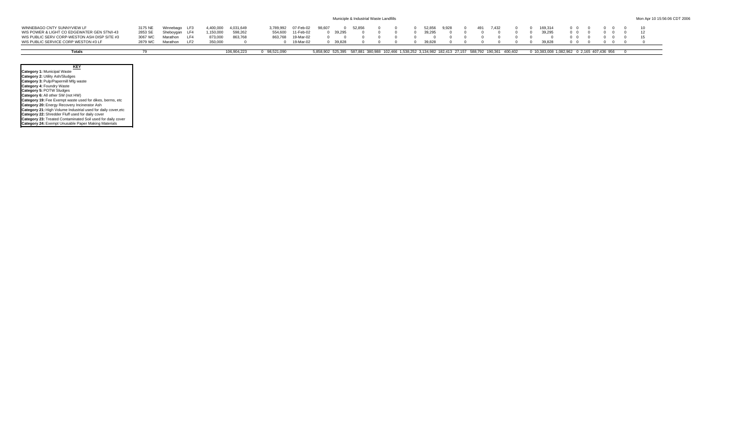| | | | | | | | | | | | | | | | | | | | | | | | | | | | | | |
|---|---|---|---|---|---|---|---|---|---|---|---|---|---|---|---|---|---|---|---|---|---|---|---|---|---|---|---|---|---|
| WINNEBAGO CNTY SUNNYVIEW LF | 3175 NE | Winnebago | LF3 | 4,400,000 | 4,031,649 | | 3,789,992 | 07-Feb-02 | 98,607 | 0 | 52,856 | 0 | 0 | 0 | 52,856 | 9,928 | 0 | 491 | 7,432 | 0 | 0 | 169,314 | 0 | 0 | 0 | 0 | 0 | 0 | 10 |
| WIS POWER & LIGHT CO EDGEWATER GEN STN/I-43 | 2853 SE | Sheboygan | LF4 | 1,150,000 | 598,262 | | 554,600 | 11-Feb-02 | 0 | 39,295 | 0 | 0 | 0 | 0 | 39,295 | 0 | 0 | 0 | 0 | 0 | 0 | 39,295 | 0 | 0 | 0 | 0 | 0 | 0 | 12 |
| WIS PUBLIC SERV CORP-WESTON ASH DISP SITE #3 | 3067 WC | Marathon | LF4 | 873,000 | 863,768 | | 863,768 | 19-Mar-02 | 0 | 0 | 0 | 0 | 0 | 0 | 0 | 0 | 0 | 0 | 0 | 0 | 0 | 0 | 0 | 0 | 0 | 0 | 0 | 0 | 15 |
| WIS PUBLIC SERVICE CORP WESTON #3 LF | 2879 WC | Marathon | LF2 | 350,000 | 0 | | 0 | 19-Mar-02 | 0 | 39,828 | 0 | 0 | 0 | 0 | 39,828 | 0 | 0 | 0 | 0 | 0 | 0 | 39,828 | 0 | 0 | 0 | 0 | 0 | 0 | 0 |
| **Totals** | 79 | | | | 106,904,223 | 0 | 98,521,090 | | 5,858,902 | 525,395 | 587,881 | 380,988 | 102,466 | 1,538,252 | 3,134,982 | 182,413 | 27,157 | 588,792 | 190,361 | 400,402 | 0 | 10,383,008 | 1,082,962 | 0 | 2,165 | 407,436 | 956 | 0 | |

**KEY**

**Category 1:** Municipal Waste
**Category 2:** Utility Ash/Sludges
**Category 3:** Pulp/Papermill Mfg waste
**Category 4:** Foundry Waste
**Category 5:** POTW Sludges
**Category 6:** All other SW (not HW)
**Category 19:** Fee Exempt waste used for dikes, berms, etc
**Category 20:** Energy Recovery Incinerator Ash
**Category 21:** High Volume Industrial used for daily cover,etc
**Category 22:** Shredder Fluff used for daily cover
**Category 23:** Treated Contaminated Soil used for daily cover
**Category 24:** Exempt Unusable Paper Making Materials